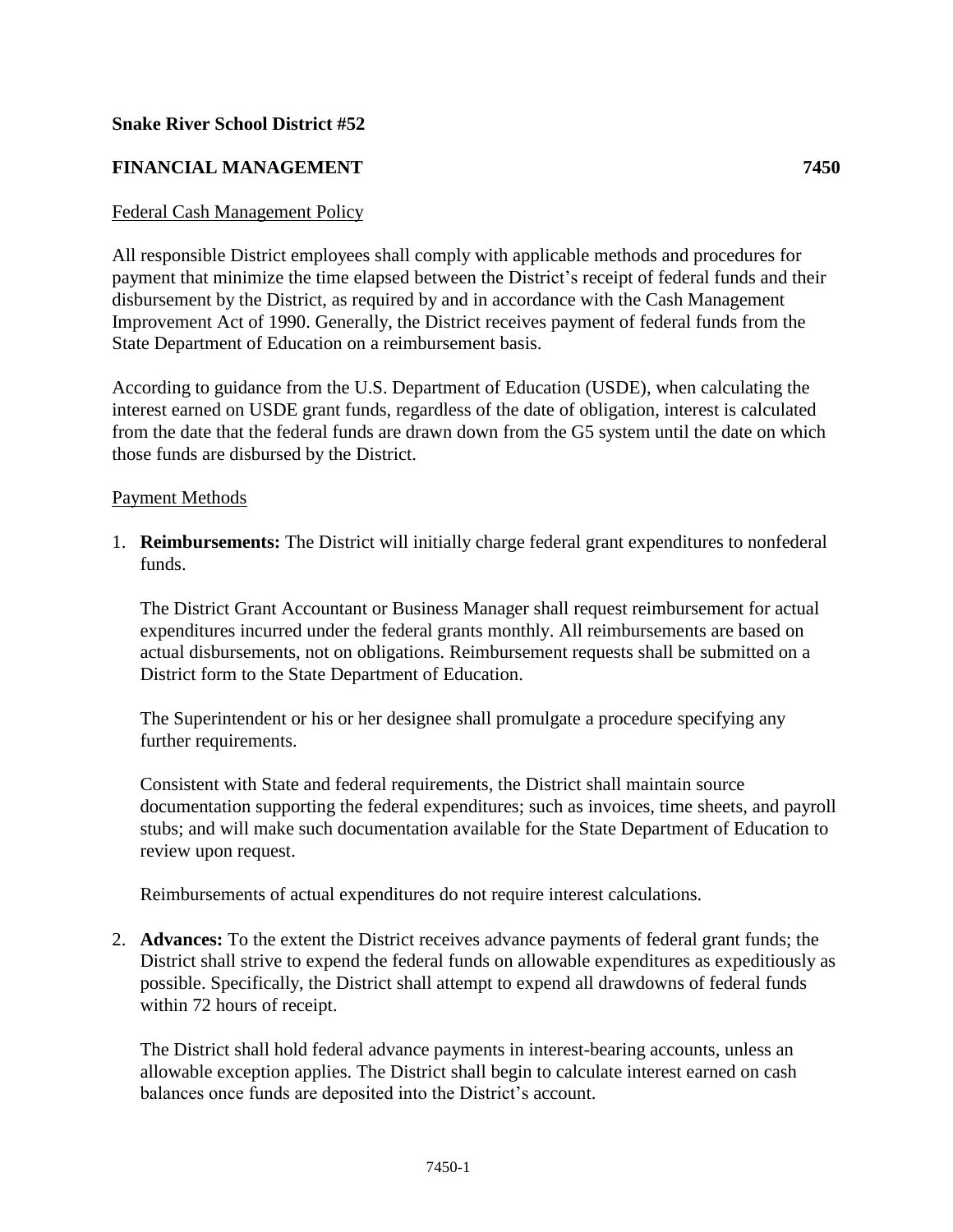**Snake River School District #52**

**FINANCIAL MANAGEMENT 7450**

Federal Cash Management Policy

All responsible District employees shall comply with applicable methods and procedures for payment that minimize the time elapsed between the District's receipt of federal funds and their disbursement by the District, as required by and in accordance with the Cash Management Improvement Act of 1990. Generally, the District receives payment of federal funds from the State Department of Education on a reimbursement basis.

According to guidance from the U.S. Department of Education (USDE), when calculating the interest earned on USDE grant funds, regardless of the date of obligation, interest is calculated from the date that the federal funds are drawn down from the G5 system until the date on which those funds are disbursed by the District.

Payment Methods

1. **Reimbursements:** The District will initially charge federal grant expenditures to nonfederal funds.

   The District Grant Accountant or Business Manager shall request reimbursement for actual expenditures incurred under the federal grants monthly. All reimbursements are based on actual disbursements, not on obligations. Reimbursement requests shall be submitted on a District form to the State Department of Education.

   The Superintendent or his or her designee shall promulgate a procedure specifying any further requirements.

   Consistent with State and federal requirements, the District shall maintain source documentation supporting the federal expenditures; such as invoices, time sheets, and payroll stubs; and will make such documentation available for the State Department of Education to review upon request.

   Reimbursements of actual expenditures do not require interest calculations.

2. **Advances:** To the extent the District receives advance payments of federal grant funds; the District shall strive to expend the federal funds on allowable expenditures as expeditiously as possible. Specifically, the District shall attempt to expend all drawdowns of federal funds within 72 hours of receipt.

   The District shall hold federal advance payments in interest-bearing accounts, unless an allowable exception applies. The District shall begin to calculate interest earned on cash balances once funds are deposited into the District's account.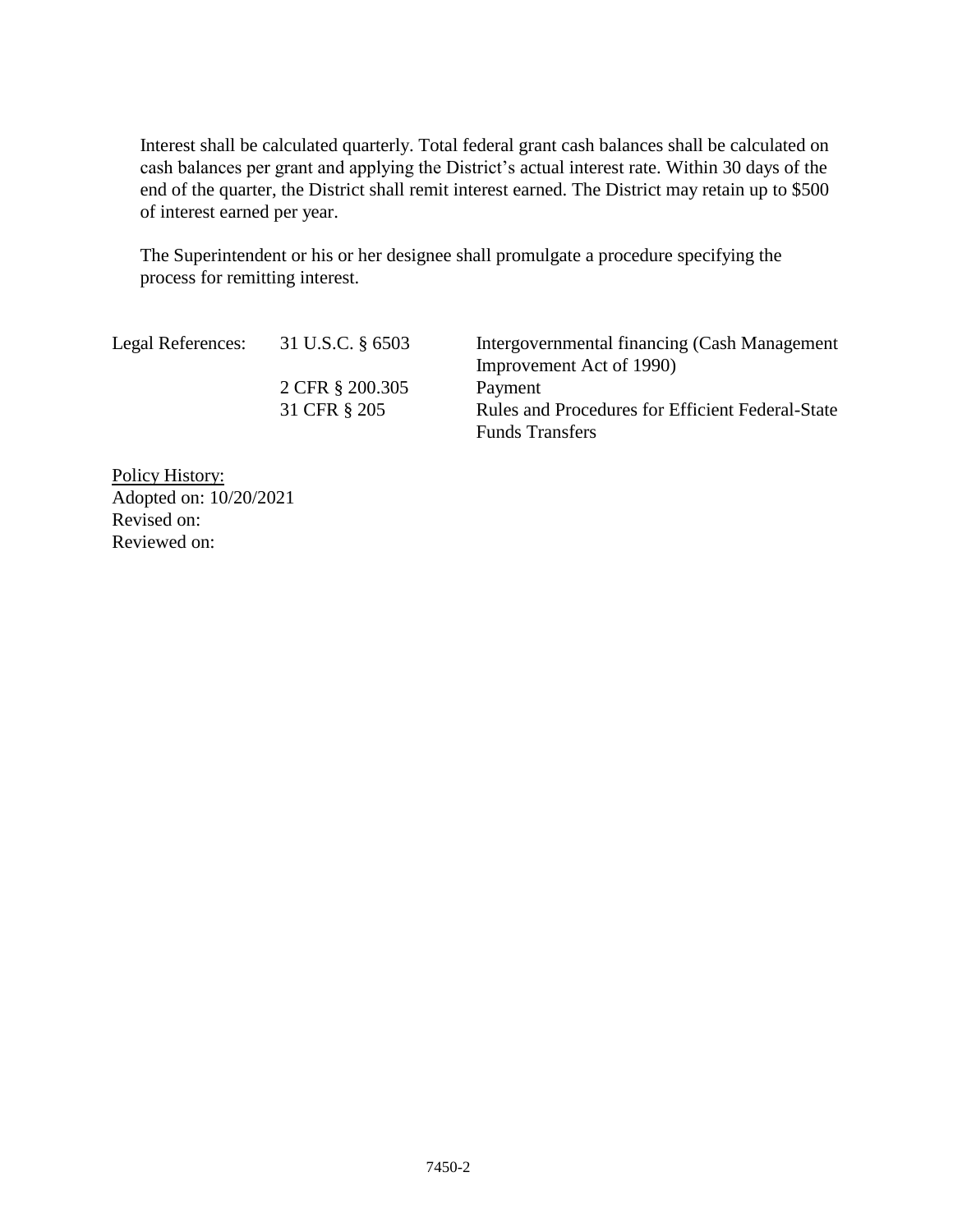Interest shall be calculated quarterly. Total federal grant cash balances shall be calculated on cash balances per grant and applying the District's actual interest rate. Within 30 days of the end of the quarter, the District shall remit interest earned. The District may retain up to $500 of interest earned per year.

The Superintendent or his or her designee shall promulgate a procedure specifying the process for remitting interest.

| | | |
|---|---|---|
| Legal References: | 31 U.S.C. § 6503 | Intergovernmental financing (Cash Management Improvement Act of 1990) |
| | 2 CFR § 200.305 | Payment |
| | 31 CFR § 205 | Rules and Procedures for Efficient Federal-State Funds Transfers |

Policy History:
Adopted on: 10/20/2021
Revised on:
Reviewed on: